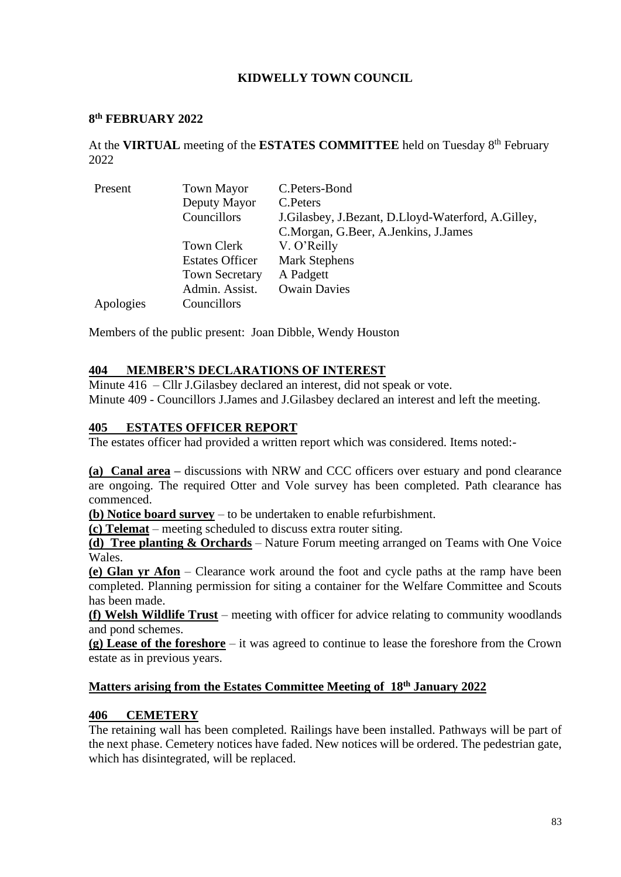# KIDWELLY TOWN COUNCIL

## 8th FEBRUARY 2022

At the **VIRTUAL** meeting of the **ESTATES COMMITTEE** held on Tuesday 8th February 2022

| | | |
|---|---|---|
| Present | Town Mayor | C.Peters-Bond |
| | Deputy Mayor | C.Peters |
| | Councillors | J.Gilasbey, J.Bezant, D.Lloyd-Waterford, A.Gilley, C.Morgan, G.Beer, A.Jenkins, J.James |
| | Town Clerk | V. O'Reilly |
| | Estates Officer | Mark Stephens |
| | Town Secretary | A Padgett |
| | Admin. Assist. | Owain Davies |
| Apologies | Councillors | |

Members of the public present: Joan Dibble, Wendy Houston

## 404 MEMBER'S DECLARATIONS OF INTEREST

Minute 416 – Cllr J.Gilasbey declared an interest, did not speak or vote.
Minute 409 - Councillors J.James and J.Gilasbey declared an interest and left the meeting.

## 405 ESTATES OFFICER REPORT

The estates officer had provided a written report which was considered. Items noted:-

**(a) Canal area –** discussions with NRW and CCC officers over estuary and pond clearance are ongoing. The required Otter and Vole survey has been completed. Path clearance has commenced.
**(b) Notice board survey** – to be undertaken to enable refurbishment.
**(c) Telemat** – meeting scheduled to discuss extra router siting.
**(d) Tree planting & Orchards** – Nature Forum meeting arranged on Teams with One Voice Wales.
**(e) Glan yr Afon** – Clearance work around the foot and cycle paths at the ramp have been completed. Planning permission for siting a container for the Welfare Committee and Scouts has been made.
**(f) Welsh Wildlife Trust** – meeting with officer for advice relating to community woodlands and pond schemes.
**(g) Lease of the foreshore** – it was agreed to continue to lease the foreshore from the Crown estate as in previous years.

## Matters arising from the Estates Committee Meeting of 18th January 2022

## 406 CEMETERY

The retaining wall has been completed. Railings have been installed. Pathways will be part of the next phase. Cemetery notices have faded. New notices will be ordered. The pedestrian gate, which has disintegrated, will be replaced.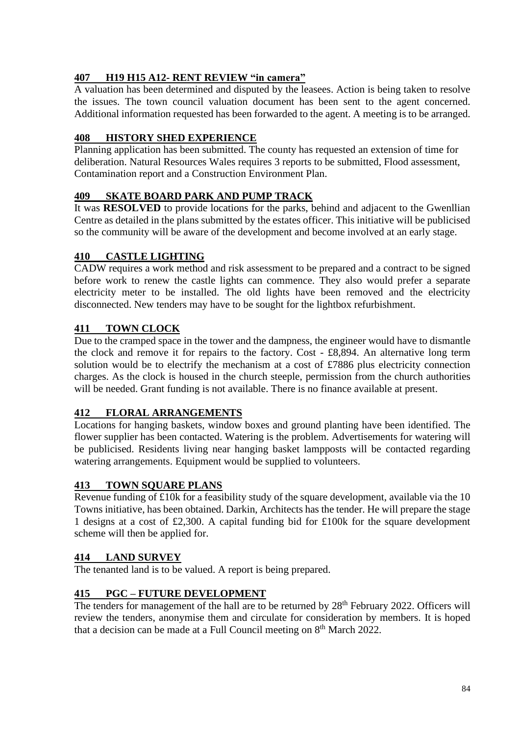### 407 H19 H15 A12- RENT REVIEW "in camera"

A valuation has been determined and disputed by the leasees. Action is being taken to resolve the issues. The town council valuation document has been sent to the agent concerned. Additional information requested has been forwarded to the agent. A meeting is to be arranged.

### 408 HISTORY SHED EXPERIENCE

Planning application has been submitted. The county has requested an extension of time for deliberation. Natural Resources Wales requires 3 reports to be submitted, Flood assessment, Contamination report and a Construction Environment Plan.

### 409 SKATE BOARD PARK AND PUMP TRACK

It was **RESOLVED** to provide locations for the parks, behind and adjacent to the Gwenllian Centre as detailed in the plans submitted by the estates officer. This initiative will be publicised so the community will be aware of the development and become involved at an early stage.

### 410 CASTLE LIGHTING

CADW requires a work method and risk assessment to be prepared and a contract to be signed before work to renew the castle lights can commence. They also would prefer a separate electricity meter to be installed. The old lights have been removed and the electricity disconnected. New tenders may have to be sought for the lightbox refurbishment.

### 411 TOWN CLOCK

Due to the cramped space in the tower and the dampness, the engineer would have to dismantle the clock and remove it for repairs to the factory. Cost - £8,894. An alternative long term solution would be to electrify the mechanism at a cost of £7886 plus electricity connection charges. As the clock is housed in the church steeple, permission from the church authorities will be needed. Grant funding is not available. There is no finance available at present.

### 412 FLORAL ARRANGEMENTS

Locations for hanging baskets, window boxes and ground planting have been identified. The flower supplier has been contacted. Watering is the problem. Advertisements for watering will be publicised. Residents living near hanging basket lampposts will be contacted regarding watering arrangements. Equipment would be supplied to volunteers.

### 413 TOWN SQUARE PLANS

Revenue funding of £10k for a feasibility study of the square development, available via the 10 Towns initiative, has been obtained. Darkin, Architects has the tender. He will prepare the stage 1 designs at a cost of £2,300. A capital funding bid for £100k for the square development scheme will then be applied for.

### 414 LAND SURVEY

The tenanted land is to be valued. A report is being prepared.

### 415 PGC – FUTURE DEVELOPMENT

The tenders for management of the hall are to be returned by 28th February 2022. Officers will review the tenders, anonymise them and circulate for consideration by members. It is hoped that a decision can be made at a Full Council meeting on 8th March 2022.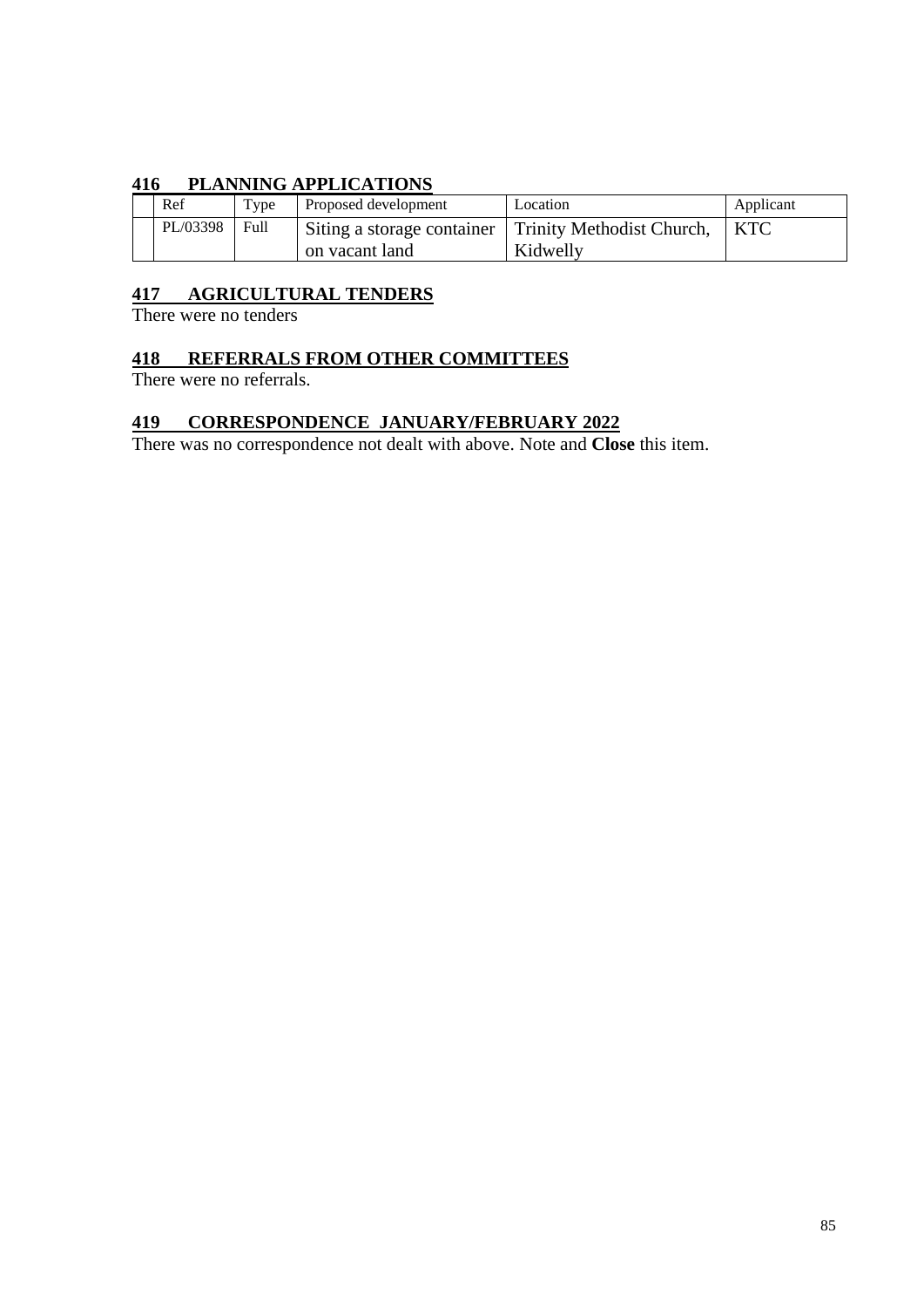## 416 PLANNING APPLICATIONS

| | Ref | Type | Proposed development | Location | Applicant |
|---|---|---|---|---|---|
| | PL/03398 | Full | Siting a storage container on vacant land | Trinity Methodist Church, Kidwelly | KTC |

## 417 AGRICULTURAL TENDERS

There were no tenders

## 418 REFERRALS FROM OTHER COMMITTEES

There were no referrals.

## 419 CORRESPONDENCE JANUARY/FEBRUARY 2022

There was no correspondence not dealt with above. Note and **Close** this item.